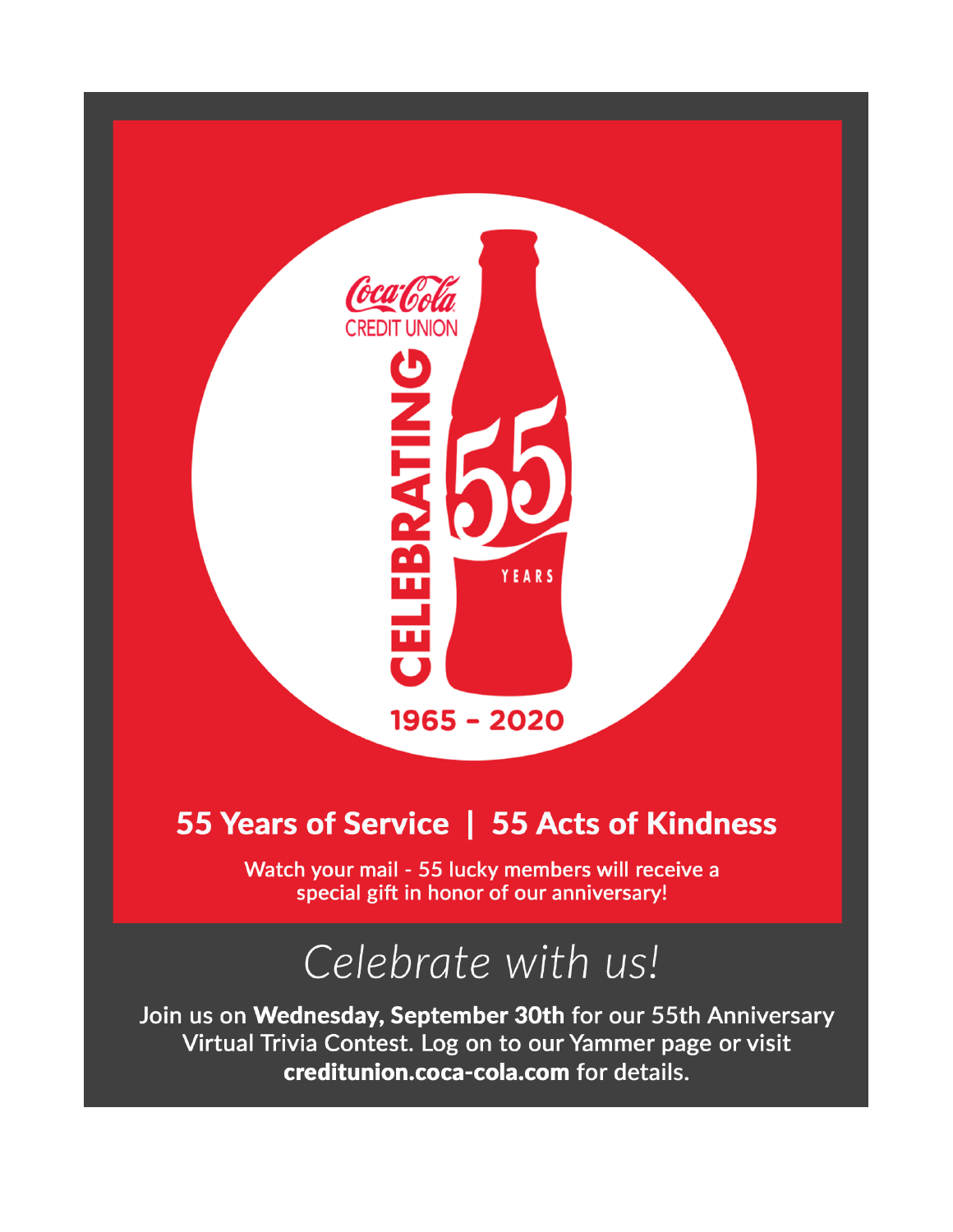Coca-Cola CREDIT UNION

CELEBRATING 55 YEARS

1965 - 2020

## 55 Years of Service | 55 Acts of Kindness

Watch your mail - 55 lucky members will receive a special gift in honor of our anniversary!

# *Celebrate with us!*

Join us on **Wednesday, September 30th** for our 55th Anniversary Virtual Trivia Contest. Log on to our Yammer page or visit **creditunion.coca-cola.com** for details.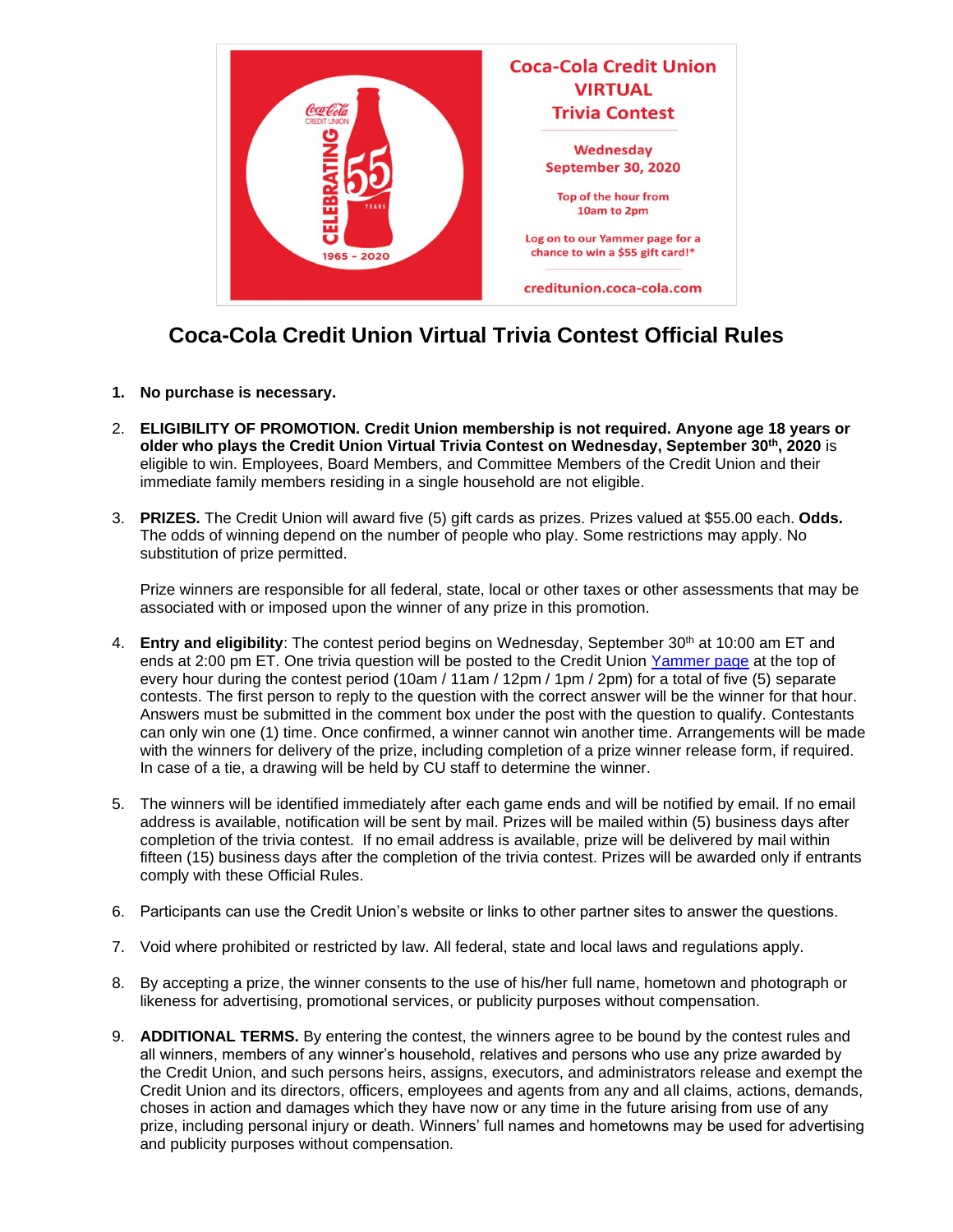Coca-Cola Credit Union
VIRTUAL
Trivia Contest

Wednesday
September 30, 2020

Top of the hour from
10am to 2pm

Log on to our Yammer page for a chance to win a $55 gift card!*

creditunion.coca-cola.com

# Coca-Cola Credit Union Virtual Trivia Contest Official Rules

1. **No purchase is necessary.**

2. **ELIGIBILITY OF PROMOTION. Credit Union membership is not required. Anyone age 18 years or older who plays the Credit Union Virtual Trivia Contest on Wednesday, September 30th, 2020** is eligible to win. Employees, Board Members, and Committee Members of the Credit Union and their immediate family members residing in a single household are not eligible.

3. **PRIZES.** The Credit Union will award five (5) gift cards as prizes. Prizes valued at $55.00 each. **Odds.** The odds of winning depend on the number of people who play. Some restrictions may apply. No substitution of prize permitted.

   Prize winners are responsible for all federal, state, local or other taxes or other assessments that may be associated with or imposed upon the winner of any prize in this promotion.

4. **Entry and eligibility**: The contest period begins on Wednesday, September 30th at 10:00 am ET and ends at 2:00 pm ET. One trivia question will be posted to the Credit Union Yammer page at the top of every hour during the contest period (10am / 11am / 12pm / 1pm / 2pm) for a total of five (5) separate contests. The first person to reply to the question with the correct answer will be the winner for that hour. Answers must be submitted in the comment box under the post with the question to qualify. Contestants can only win one (1) time. Once confirmed, a winner cannot win another time. Arrangements will be made with the winners for delivery of the prize, including completion of a prize winner release form, if required. In case of a tie, a drawing will be held by CU staff to determine the winner.

5. The winners will be identified immediately after each game ends and will be notified by email. If no email address is available, notification will be sent by mail. Prizes will be mailed within (5) business days after completion of the trivia contest. If no email address is available, prize will be delivered by mail within fifteen (15) business days after the completion of the trivia contest. Prizes will be awarded only if entrants comply with these Official Rules.

6. Participants can use the Credit Union's website or links to other partner sites to answer the questions.

7. Void where prohibited or restricted by law. All federal, state and local laws and regulations apply.

8. By accepting a prize, the winner consents to the use of his/her full name, hometown and photograph or likeness for advertising, promotional services, or publicity purposes without compensation.

9. **ADDITIONAL TERMS.** By entering the contest, the winners agree to be bound by the contest rules and all winners, members of any winner's household, relatives and persons who use any prize awarded by the Credit Union, and such persons heirs, assigns, executors, and administrators release and exempt the Credit Union and its directors, officers, employees and agents from any and all claims, actions, demands, choses in action and damages which they have now or any time in the future arising from use of any prize, including personal injury or death. Winners' full names and hometowns may be used for advertising and publicity purposes without compensation.